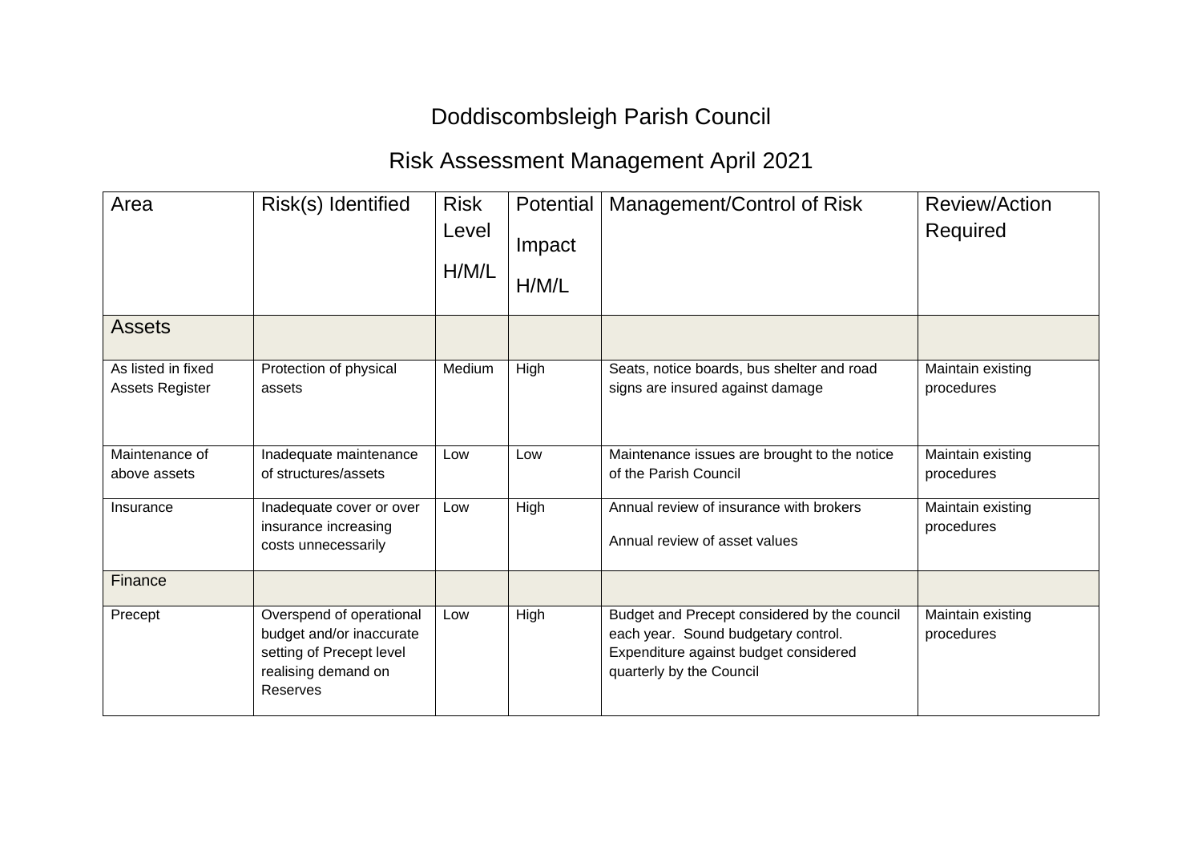# Doddiscombsleigh Parish Council

## Risk Assessment Management April 2021

| Area | Risk(s) Identified | Risk Level H/M/L | Potential Impact H/M/L | Management/Control of Risk | Review/Action Required |
|---|---|---|---|---|---|
| **Assets** | | | | | |
| As listed in fixed Assets Register | Protection of physical assets | Medium | High | Seats, notice boards, bus shelter and road signs are insured against damage | Maintain existing procedures |
| Maintenance of above assets | Inadequate maintenance of structures/assets | Low | Low | Maintenance issues are brought to the notice of the Parish Council | Maintain existing procedures |
| Insurance | Inadequate cover or over insurance increasing costs unnecessarily | Low | High | Annual review of insurance with brokers<br><br>Annual review of asset values | Maintain existing procedures |
| **Finance** | | | | | |
| Precept | Overspend of operational budget and/or inaccurate setting of Precept level realising demand on Reserves | Low | High | Budget and Precept considered by the council each year. Sound budgetary control. Expenditure against budget considered quarterly by the Council | Maintain existing procedures |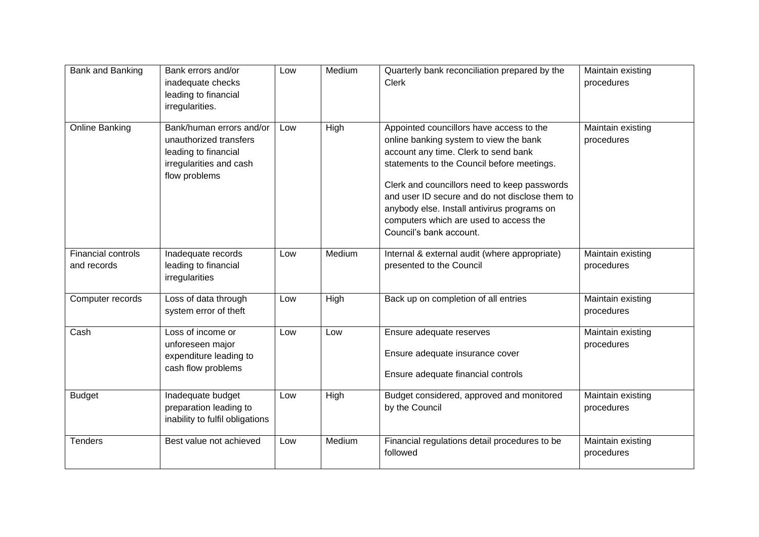| Bank and Banking | Bank errors and/or inadequate checks leading to financial irregularities. | Low | Medium | Quarterly bank reconciliation prepared by the Clerk | Maintain existing procedures |
|---|---|---|---|---|---|
| Online Banking | Bank/human errors and/or unauthorized transfers leading to financial irregularities and cash flow problems | Low | High | Appointed councillors have access to the online banking system to view the bank account any time. Clerk to send bank statements to the Council before meetings.<br><br>Clerk and councillors need to keep passwords and user ID secure and do not disclose them to anybody else. Install antivirus programs on computers which are used to access the Council's bank account. | Maintain existing procedures |
| Financial controls and records | Inadequate records leading to financial irregularities | Low | Medium | Internal & external audit (where appropriate) presented to the Council | Maintain existing procedures |
| Computer records | Loss of data through system error of theft | Low | High | Back up on completion of all entries | Maintain existing procedures |
| Cash | Loss of income or unforeseen major expenditure leading to cash flow problems | Low | Low | Ensure adequate reserves<br><br>Ensure adequate insurance cover<br><br>Ensure adequate financial controls | Maintain existing procedures |
| Budget | Inadequate budget preparation leading to inability to fulfil obligations | Low | High | Budget considered, approved and monitored by the Council | Maintain existing procedures |
| Tenders | Best value not achieved | Low | Medium | Financial regulations detail procedures to be followed | Maintain existing procedures |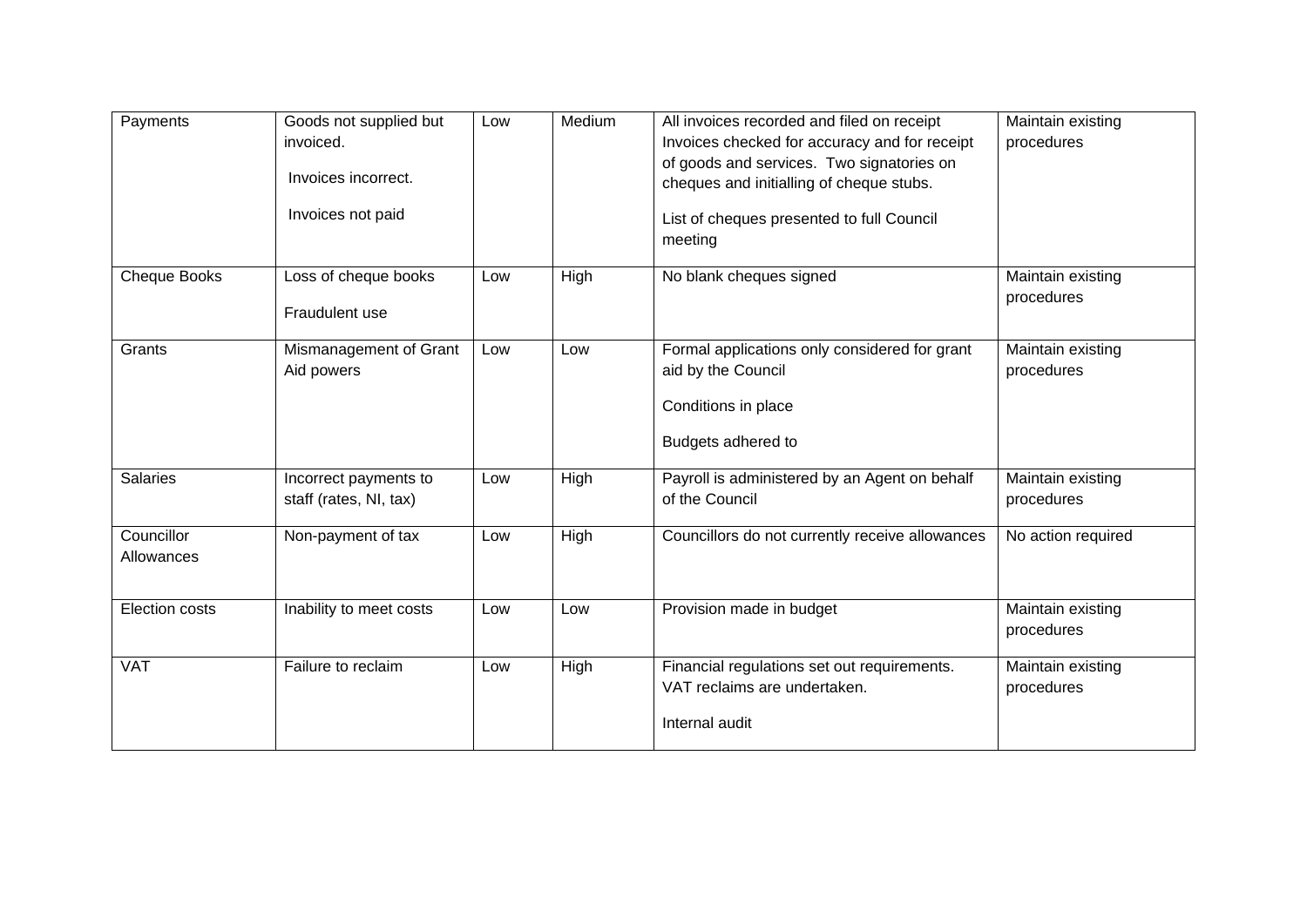| Payments | Goods not supplied but invoiced.<br><br>Invoices incorrect.<br><br>Invoices not paid | Low | Medium | All invoices recorded and filed on receipt Invoices checked for accuracy and for receipt of goods and services. Two signatories on cheques and initialling of cheque stubs.<br><br>List of cheques presented to full Council meeting | Maintain existing procedures |
|---|---|---|---|---|---|
| Cheque Books | Loss of cheque books<br><br>Fraudulent use | Low | High | No blank cheques signed | Maintain existing procedures |
| Grants | Mismanagement of Grant Aid powers | Low | Low | Formal applications only considered for grant aid by the Council<br><br>Conditions in place<br><br>Budgets adhered to | Maintain existing procedures |
| Salaries | Incorrect payments to staff (rates, NI, tax) | Low | High | Payroll is administered by an Agent on behalf of the Council | Maintain existing procedures |
| Councillor Allowances | Non-payment of tax | Low | High | Councillors do not currently receive allowances | No action required |
| Election costs | Inability to meet costs | Low | Low | Provision made in budget | Maintain existing procedures |
| VAT | Failure to reclaim | Low | High | Financial regulations set out requirements. VAT reclaims are undertaken.<br><br>Internal audit | Maintain existing procedures |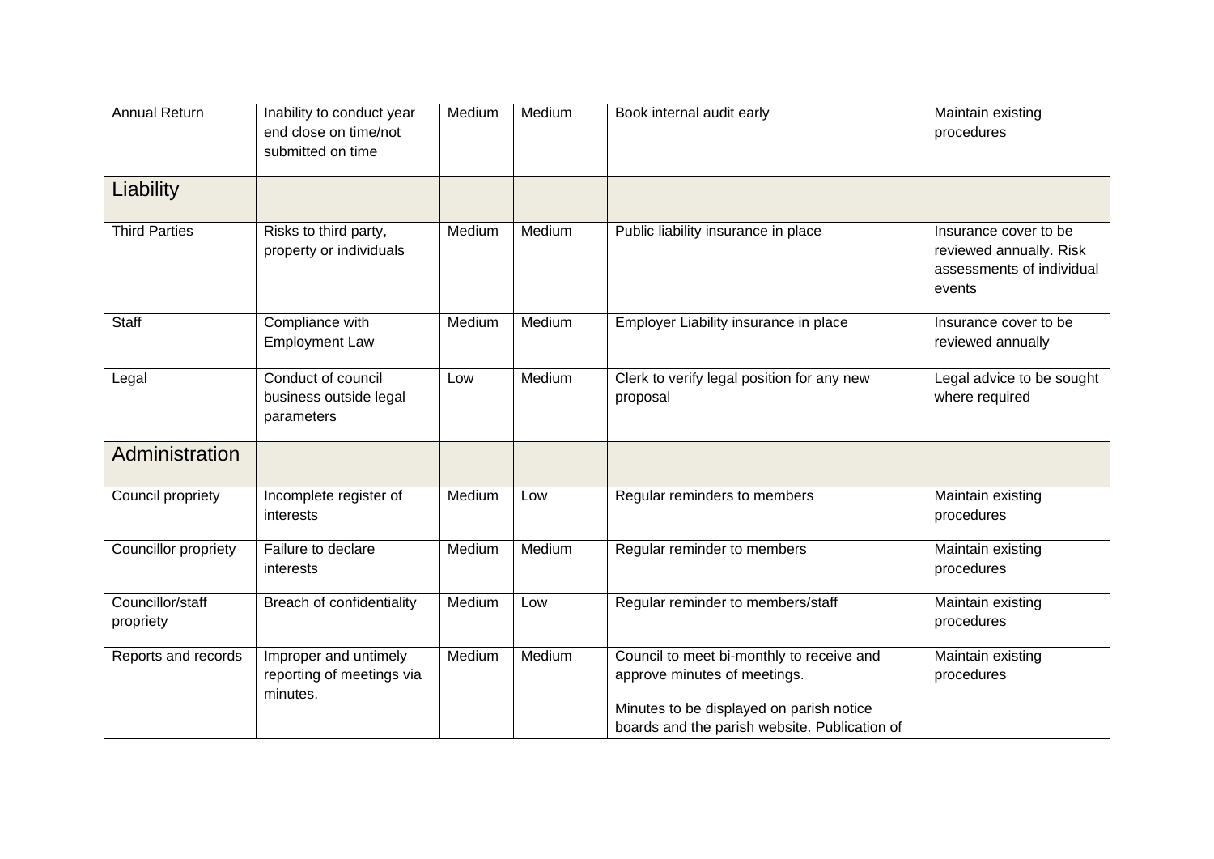| Annual Return | Inability to conduct year end close on time/not submitted on time | Medium | Medium | Book internal audit early | Maintain existing procedures |
|---|---|---|---|---|---|
| **Liability** | | | | | |
| Third Parties | Risks to third party, property or individuals | Medium | Medium | Public liability insurance in place | Insurance cover to be reviewed annually. Risk assessments of individual events |
| Staff | Compliance with Employment Law | Medium | Medium | Employer Liability insurance in place | Insurance cover to be reviewed annually |
| Legal | Conduct of council business outside legal parameters | Low | Medium | Clerk to verify legal position for any new proposal | Legal advice to be sought where required |
| **Administration** | | | | | |
| Council propriety | Incomplete register of interests | Medium | Low | Regular reminders to members | Maintain existing procedures |
| Councillor propriety | Failure to declare interests | Medium | Medium | Regular reminder to members | Maintain existing procedures |
| Councillor/staff propriety | Breach of confidentiality | Medium | Low | Regular reminder to members/staff | Maintain existing procedures |
| Reports and records | Improper and untimely reporting of meetings via minutes. | Medium | Medium | Council to meet bi-monthly to receive and approve minutes of meetings.<br><br>Minutes to be displayed on parish notice boards and the parish website. Publication of | Maintain existing procedures |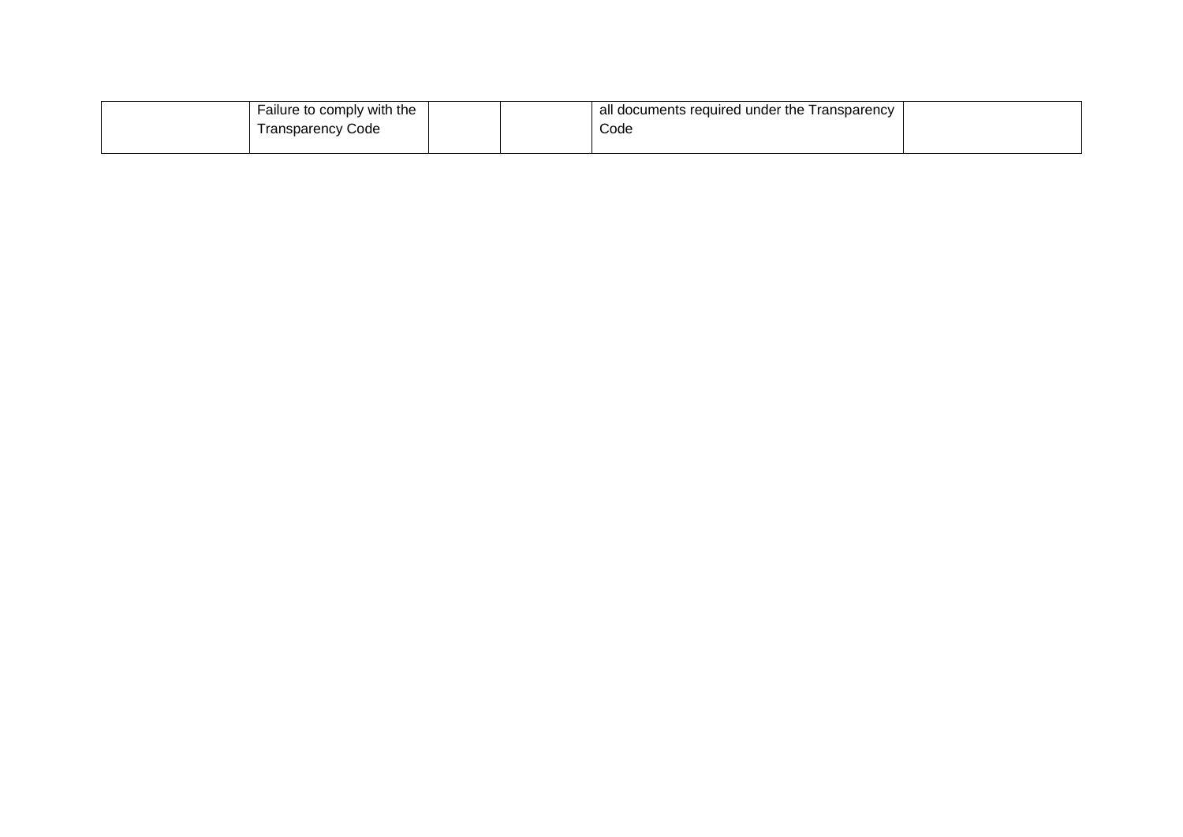| | | | | | |
|---|---|---|---|---|---|
| | Failure to comply with the Transparency Code | | | all documents required under the Transparency Code | |